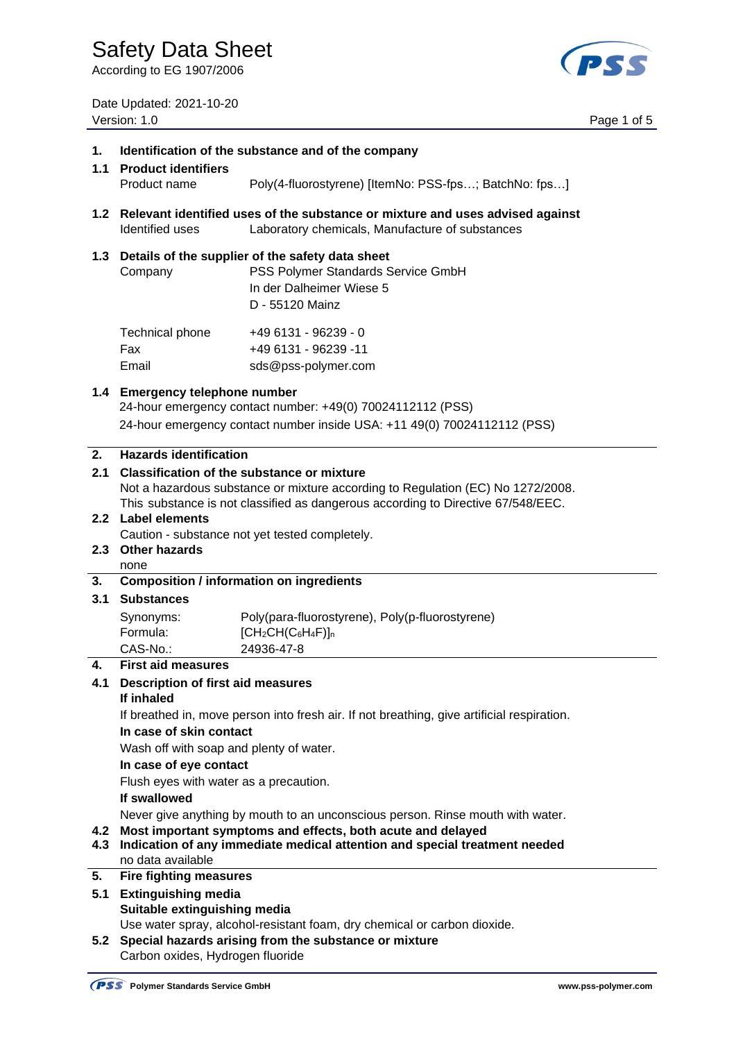# Safety Data Sheet

According to EG 1907/2006

Date Updated: 2021-10-20
Version: 1.0

## 1. Identification of the substance and of the company

### 1.1 Product identifiers

Product name: Poly(4-fluorostyrene) [ItemNo: PSS-fps…; BatchNo: fps…]

### 1.2 Relevant identified uses of the substance or mixture and uses advised against

Identified uses: Laboratory chemicals, Manufacture of substances

### 1.3 Details of the supplier of the safety data sheet

Company: PSS Polymer Standards Service GmbH
In der Dalheimer Wiese 5
D - 55120 Mainz

Technical phone: +49 6131 - 96239 - 0
Fax: +49 6131 - 96239 -11
Email: sds@pss-polymer.com

### 1.4 Emergency telephone number

24-hour emergency contact number: +49(0) 70024112112 (PSS)
24-hour emergency contact number inside USA: +11 49(0) 70024112112 (PSS)

## 2. Hazards identification

### 2.1 Classification of the substance or mixture

Not a hazardous substance or mixture according to Regulation (EC) No 1272/2008.
This substance is not classified as dangerous according to Directive 67/548/EEC.

### 2.2 Label elements

Caution - substance not yet tested completely.

### 2.3 Other hazards

none

## 3. Composition / information on ingredients

### 3.1 Substances

Synonyms: Poly(para-fluorostyrene), Poly(p-fluorostyrene)
Formula: $[CH_2CH(C_6H_4F)]_n$
CAS-No.: 24936-47-8

## 4. First aid measures

### 4.1 Description of first aid measures

**If inhaled**

If breathed in, move person into fresh air. If not breathing, give artificial respiration.

**In case of skin contact**

Wash off with soap and plenty of water.

**In case of eye contact**

Flush eyes with water as a precaution.

**If swallowed**

Never give anything by mouth to an unconscious person. Rinse mouth with water.

### 4.2 Most important symptoms and effects, both acute and delayed

### 4.3 Indication of any immediate medical attention and special treatment needed

no data available

## 5. Fire fighting measures

### 5.1 Extinguishing media

**Suitable extinguishing media**

Use water spray, alcohol-resistant foam, dry chemical or carbon dioxide.

### 5.2 Special hazards arising from the substance or mixture

Carbon oxides, Hydrogen fluoride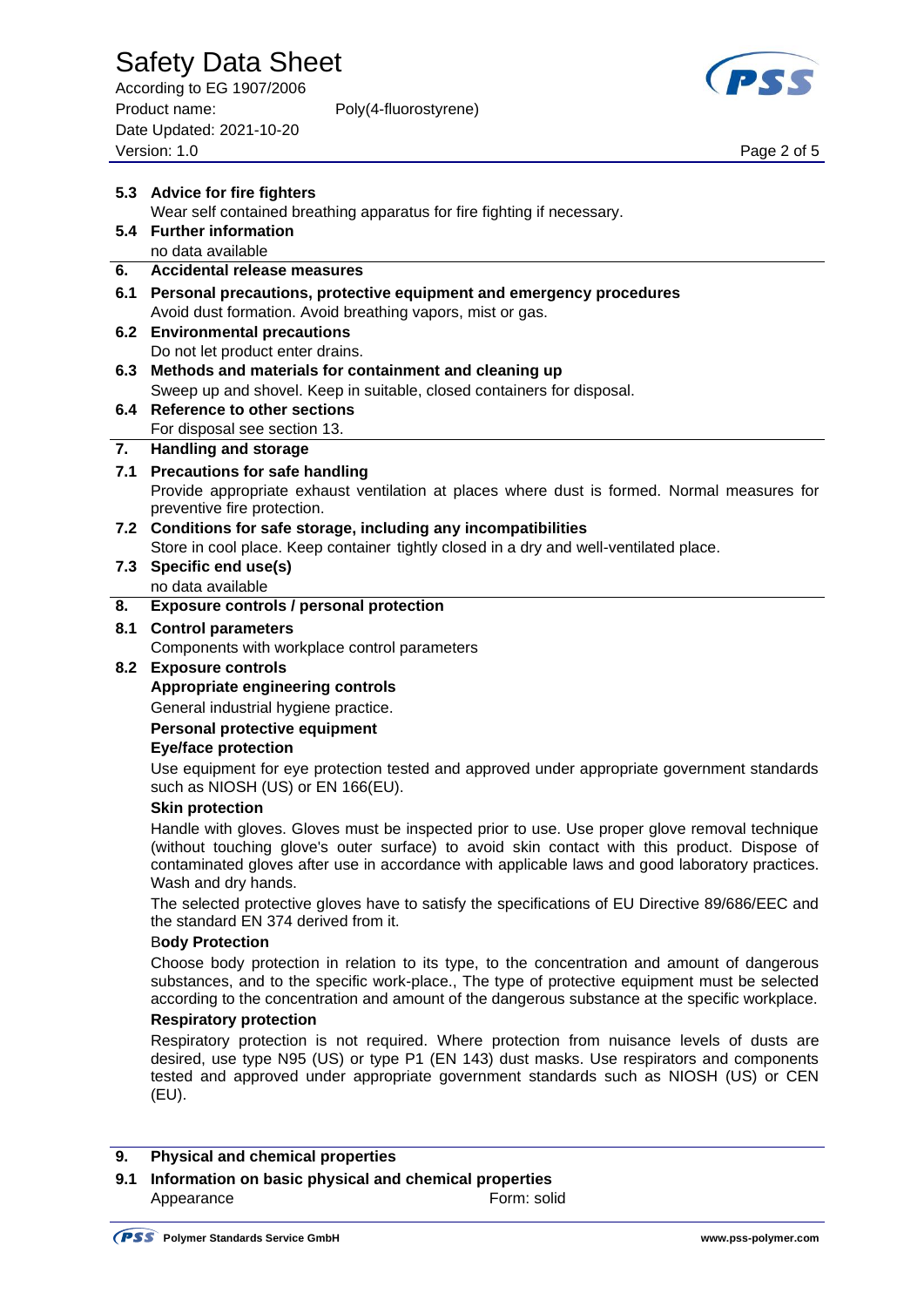### 5.3 Advice for fire fighters

Wear self contained breathing apparatus for fire fighting if necessary.

### 5.4 Further information

no data available

## 6. Accidental release measures

### 6.1 Personal precautions, protective equipment and emergency procedures

Avoid dust formation. Avoid breathing vapors, mist or gas.

### 6.2 Environmental precautions

Do not let product enter drains.

### 6.3 Methods and materials for containment and cleaning up

Sweep up and shovel. Keep in suitable, closed containers for disposal.

### 6.4 Reference to other sections

For disposal see section 13.

## 7. Handling and storage

### 7.1 Precautions for safe handling

Provide appropriate exhaust ventilation at places where dust is formed. Normal measures for preventive fire protection.

### 7.2 Conditions for safe storage, including any incompatibilities

Store in cool place. Keep container tightly closed in a dry and well-ventilated place.

### 7.3 Specific end use(s)

no data available

## 8. Exposure controls / personal protection

### 8.1 Control parameters

Components with workplace control parameters

### 8.2 Exposure controls

**Appropriate engineering controls**

General industrial hygiene practice.

**Personal protective equipment**

**Eye/face protection**

Use equipment for eye protection tested and approved under appropriate government standards such as NIOSH (US) or EN 166(EU).

**Skin protection**

Handle with gloves. Gloves must be inspected prior to use. Use proper glove removal technique (without touching glove's outer surface) to avoid skin contact with this product. Dispose of contaminated gloves after use in accordance with applicable laws and good laboratory practices. Wash and dry hands.

The selected protective gloves have to satisfy the specifications of EU Directive 89/686/EEC and the standard EN 374 derived from it.

**Body Protection**

Choose body protection in relation to its type, to the concentration and amount of dangerous substances, and to the specific work-place., The type of protective equipment must be selected according to the concentration and amount of the dangerous substance at the specific workplace.

**Respiratory protection**

Respiratory protection is not required. Where protection from nuisance levels of dusts are desired, use type N95 (US) or type P1 (EN 143) dust masks. Use respirators and components tested and approved under appropriate government standards such as NIOSH (US) or CEN (EU).

## 9. Physical and chemical properties

### 9.1 Information on basic physical and chemical properties

| | |
|---|---|
| Appearance | Form: solid |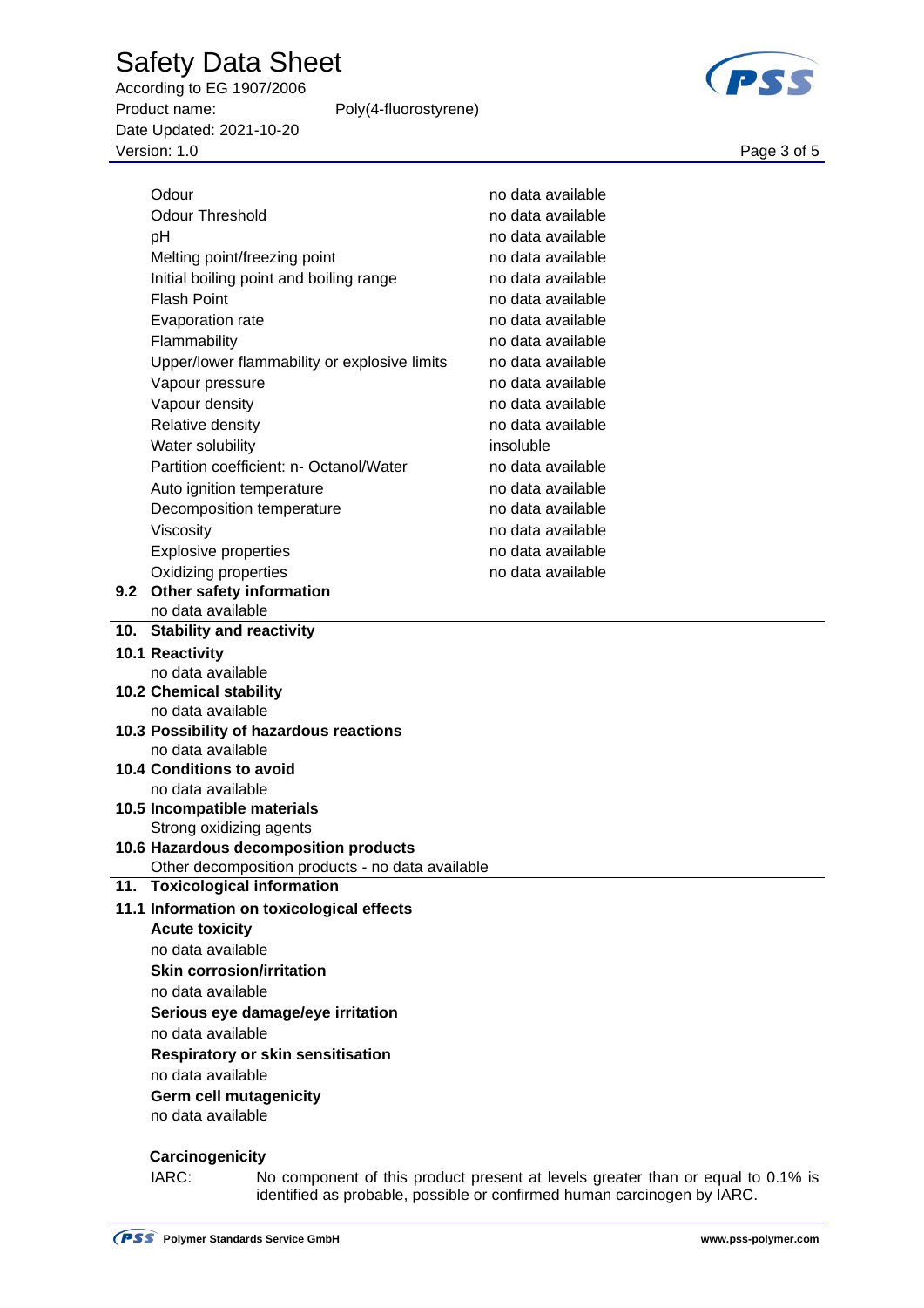| | |
|---|---|
| Odour | no data available |
| Odour Threshold | no data available |
| pH | no data available |
| Melting point/freezing point | no data available |
| Initial boiling point and boiling range | no data available |
| Flash Point | no data available |
| Evaporation rate | no data available |
| Flammability | no data available |
| Upper/lower flammability or explosive limits | no data available |
| Vapour pressure | no data available |
| Vapour density | no data available |
| Relative density | no data available |
| Water solubility | insoluble |
| Partition coefficient: n- Octanol/Water | no data available |
| Auto ignition temperature | no data available |
| Decomposition temperature | no data available |
| Viscosity | no data available |
| Explosive properties | no data available |
| Oxidizing properties | no data available |

### 9.2 Other safety information

no data available

## 10. Stability and reactivity

### 10.1 Reactivity

no data available

### 10.2 Chemical stability

no data available

### 10.3 Possibility of hazardous reactions

no data available

### 10.4 Conditions to avoid

no data available

### 10.5 Incompatible materials

Strong oxidizing agents

### 10.6 Hazardous decomposition products

Other decomposition products - no data available

## 11. Toxicological information

### 11.1 Information on toxicological effects

**Acute toxicity**

no data available

**Skin corrosion/irritation**

no data available

**Serious eye damage/eye irritation**

no data available

**Respiratory or skin sensitisation**

no data available

**Germ cell mutagenicity**

no data available

**Carcinogenicity**

IARC: No component of this product present at levels greater than or equal to 0.1% is identified as probable, possible or confirmed human carcinogen by IARC.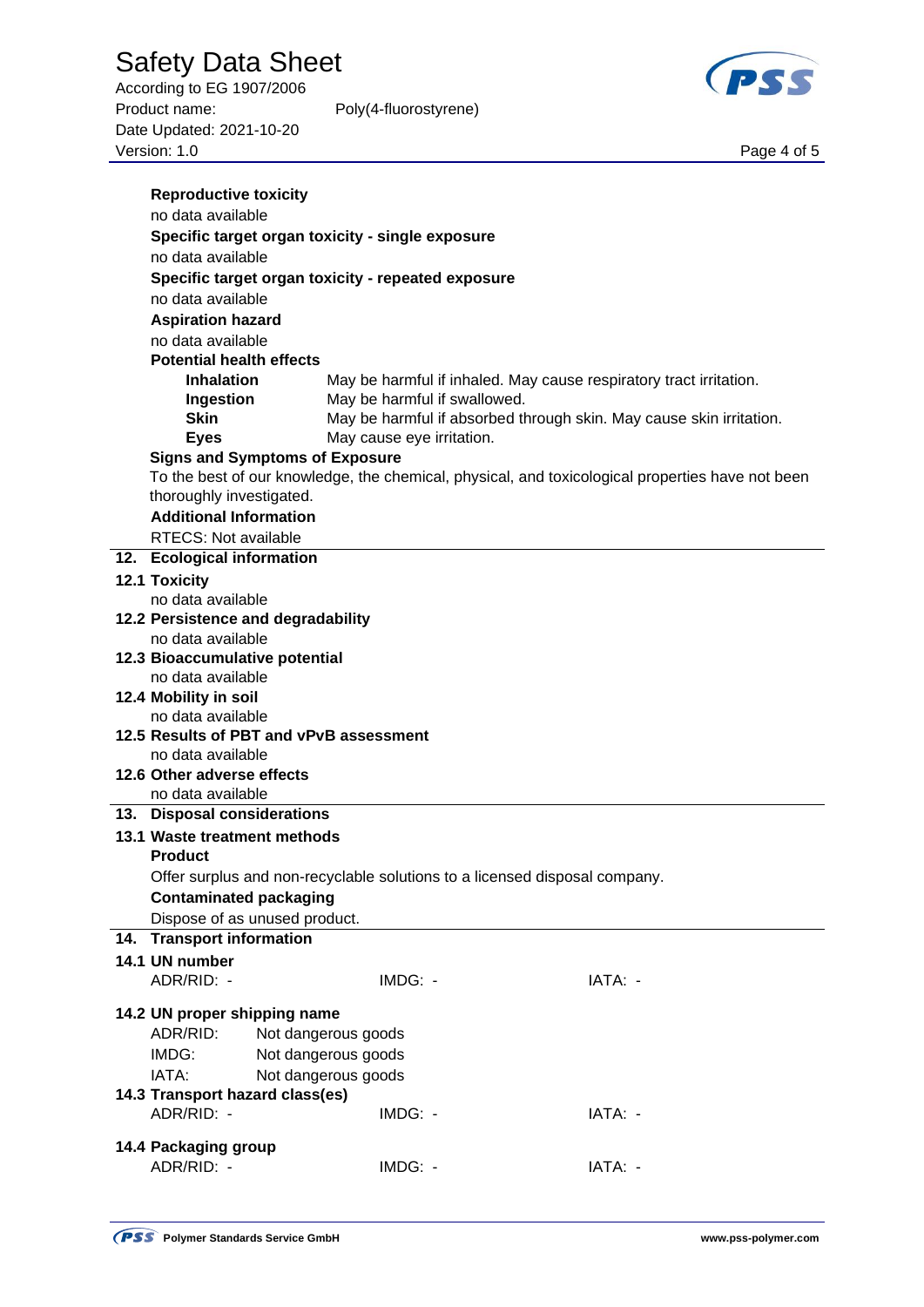**Reproductive toxicity**

no data available

**Specific target organ toxicity - single exposure**

no data available

**Specific target organ toxicity - repeated exposure**

no data available

**Aspiration hazard**

no data available

**Potential health effects**

| | |
|---|---|
| **Inhalation** | May be harmful if inhaled. May cause respiratory tract irritation. |
| **Ingestion** | May be harmful if swallowed. |
| **Skin** | May be harmful if absorbed through skin. May cause skin irritation. |
| **Eyes** | May cause eye irritation. |

**Signs and Symptoms of Exposure**

To the best of our knowledge, the chemical, physical, and toxicological properties have not been thoroughly investigated.

**Additional Information**

RTECS: Not available

## 12. Ecological information

### 12.1 Toxicity

no data available

### 12.2 Persistence and degradability

no data available

### 12.3 Bioaccumulative potential

no data available

### 12.4 Mobility in soil

no data available

### 12.5 Results of PBT and vPvB assessment

no data available

### 12.6 Other adverse effects

no data available

## 13. Disposal considerations

### 13.1 Waste treatment methods

**Product**

Offer surplus and non-recyclable solutions to a licensed disposal company.

**Contaminated packaging**

Dispose of as unused product.

## 14. Transport information

### 14.1 UN number

| ADR/RID: - | IMDG: - | IATA: - |
|---|---|---|

### 14.2 UN proper shipping name

ADR/RID: Not dangerous goods

IMDG: Not dangerous goods

IATA: Not dangerous goods

### 14.3 Transport hazard class(es)

| ADR/RID: - | IMDG: - | IATA: - |
|---|---|---|

### 14.4 Packaging group

| ADR/RID: - | IMDG: - | IATA: - |
|---|---|---|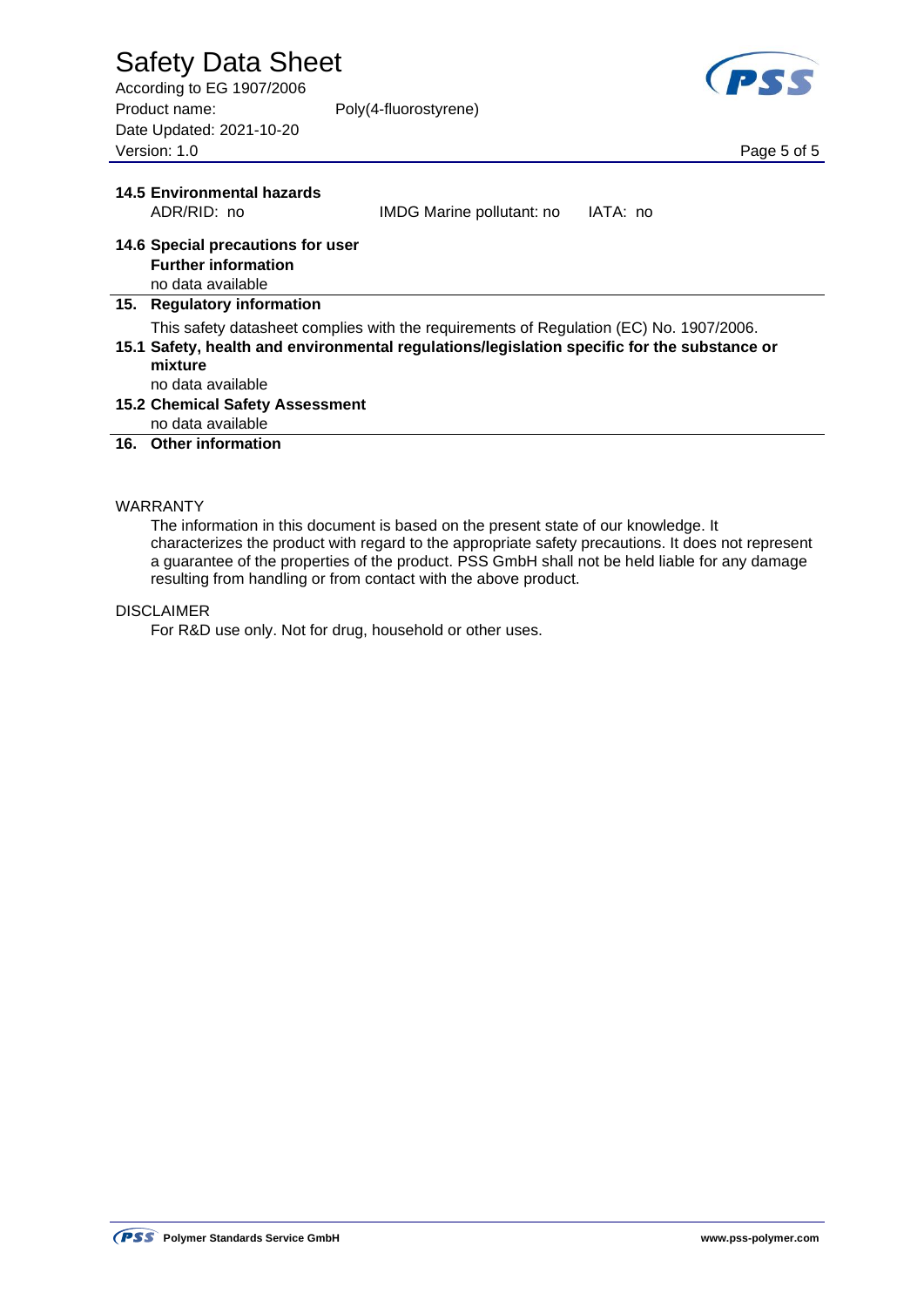**14.5 Environmental hazards**

ADR/RID: no    IMDG Marine pollutant: no    IATA: no

**14.6 Special precautions for user**

**Further information**

no data available

## 15. Regulatory information

This safety datasheet complies with the requirements of Regulation (EC) No. 1907/2006.

**15.1 Safety, health and environmental regulations/legislation specific for the substance or mixture**

no data available

**15.2 Chemical Safety Assessment**

no data available

## 16. Other information

WARRANTY

The information in this document is based on the present state of our knowledge. It characterizes the product with regard to the appropriate safety precautions. It does not represent a guarantee of the properties of the product. PSS GmbH shall not be held liable for any damage resulting from handling or from contact with the above product.

DISCLAIMER

For R&D use only. Not for drug, household or other uses.